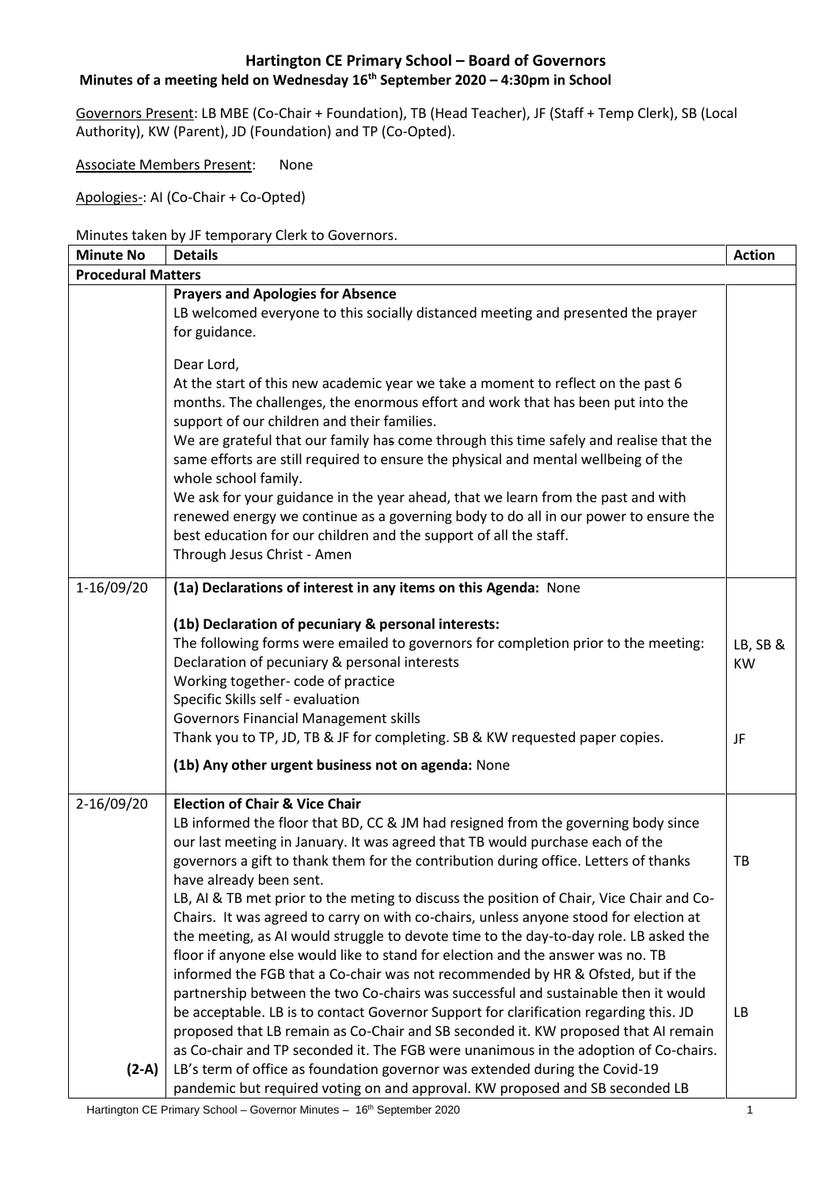# Hartington CE Primary School – Board of Governors

## Minutes of a meeting held on Wednesday 16th September 2020 – 4:30pm in School

Governors Present: LB MBE (Co-Chair + Foundation), TB (Head Teacher), JF (Staff + Temp Clerk), SB (Local Authority), KW (Parent), JD (Foundation) and TP (Co-Opted).

Associate Members Present: None

Apologies-: AI (Co-Chair + Co-Opted)

Minutes taken by JF temporary Clerk to Governors.

| Minute No | Details | Action |
|---|---|---|
| **Procedural Matters** | | |
| | **Prayers and Apologies for Absence**<br>LB welcomed everyone to this socially distanced meeting and presented the prayer for guidance.<br><br>Dear Lord,<br>At the start of this new academic year we take a moment to reflect on the past 6 months. The challenges, the enormous effort and work that has been put into the support of our children and their families.<br>We are grateful that our family has come through this time safely and realise that the same efforts are still required to ensure the physical and mental wellbeing of the whole school family.<br>We ask for your guidance in the year ahead, that we learn from the past and with renewed energy we continue as a governing body to do all in our power to ensure the best education for our children and the support of all the staff.<br>Through Jesus Christ - Amen | |
| 1-16/09/20 | **(1a) Declarations of interest in any items on this Agenda:** None<br><br>**(1b) Declaration of pecuniary & personal interests:**<br>The following forms were emailed to governors for completion prior to the meeting:<br>Declaration of pecuniary & personal interests<br>Working together- code of practice<br>Specific Skills self - evaluation<br>Governors Financial Management skills<br>Thank you to TP, JD, TB & JF for completing. SB & KW requested paper copies.<br><br>**(1b) Any other urgent business not on agenda:** None | LB, SB & KW<br><br>JF |
| 2-16/09/20<br><br><br><br><br><br><br><br><br><br><br><br><br><br>**(2-A)** | **Election of Chair & Vice Chair**<br>LB informed the floor that BD, CC & JM had resigned from the governing body since our last meeting in January. It was agreed that TB would purchase each of the governors a gift to thank them for the contribution during office. Letters of thanks have already been sent.<br>LB, AI & TB met prior to the meting to discuss the position of Chair, Vice Chair and Co-Chairs. It was agreed to carry on with co-chairs, unless anyone stood for election at the meeting, as AI would struggle to devote time to the day-to-day role. LB asked the floor if anyone else would like to stand for election and the answer was no. TB informed the FGB that a Co-chair was not recommended by HR & Ofsted, but if the partnership between the two Co-chairs was successful and sustainable then it would be acceptable. LB is to contact Governor Support for clarification regarding this. JD proposed that LB remain as Co-Chair and SB seconded it. KW proposed that AI remain as Co-chair and TP seconded it. The FGB were unanimous in the adoption of Co-chairs.<br>LB's term of office as foundation governor was extended during the Covid-19 pandemic but required voting on and approval. KW proposed and SB seconded LB | TB<br><br><br><br><br><br><br><br><br><br>LB |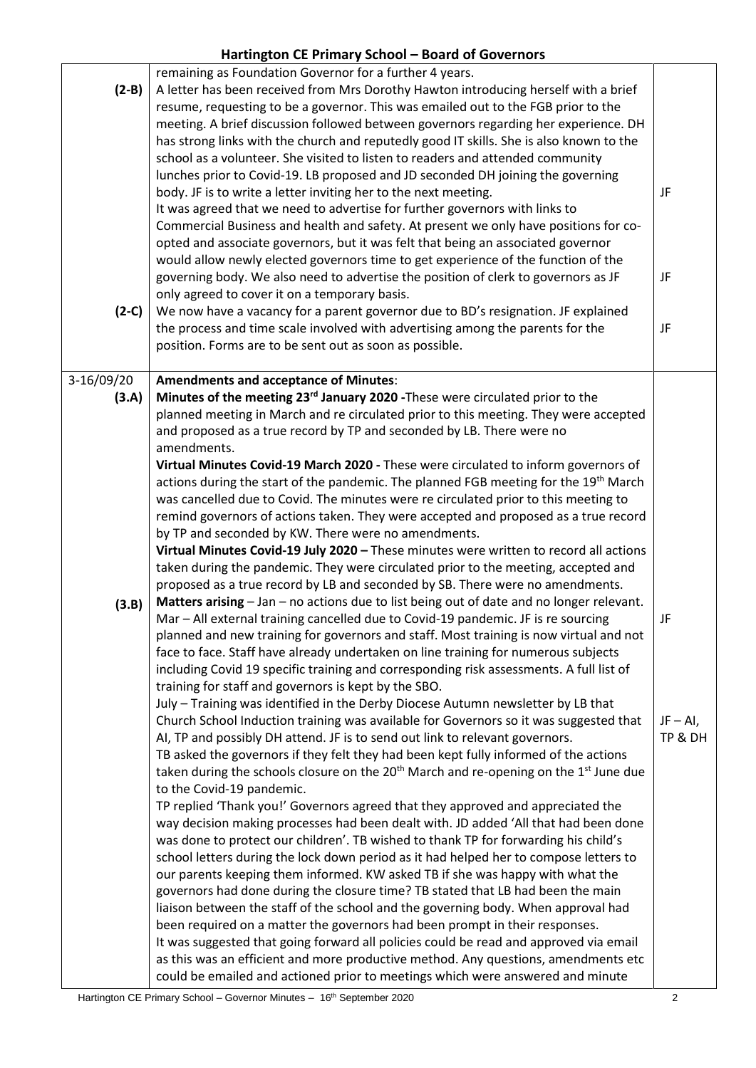| | | |
|---|---|---|
| | remaining as Foundation Governor for a further 4 years. | |
| **(2-B)** | A letter has been received from Mrs Dorothy Hawton introducing herself with a brief resume, requesting to be a governor. This was emailed out to the FGB prior to the meeting. A brief discussion followed between governors regarding her experience. DH has strong links with the church and reputedly good IT skills. She is also known to the school as a volunteer. She visited to listen to readers and attended community lunches prior to Covid-19. LB proposed and JD seconded DH joining the governing body. JF is to write a letter inviting her to the next meeting.<br>It was agreed that we need to advertise for further governors with links to Commercial Business and health and safety. At present we only have positions for co-opted and associate governors, but it was felt that being an associated governor would allow newly elected governors time to get experience of the function of the governing body. We also need to advertise the position of clerk to governors as JF only agreed to cover it on a temporary basis. | JF<br><br>JF |
| **(2-C)** | We now have a vacancy for a parent governor due to BD's resignation. JF explained the process and time scale involved with advertising among the parents for the position. Forms are to be sent out as soon as possible. | JF |
| 3-16/09/20<br>**(3.A)** | **Amendments and acceptance of Minutes**:<br>**Minutes of the meeting 23rd January 2020 -** These were circulated prior to the planned meeting in March and re circulated prior to this meeting. They were accepted and proposed as a true record by TP and seconded by LB. There were no amendments.<br>**Virtual Minutes Covid-19 March 2020 -** These were circulated to inform governors of actions during the start of the pandemic. The planned FGB meeting for the 19th March was cancelled due to Covid. The minutes were re circulated prior to this meeting to remind governors of actions taken. They were accepted and proposed as a true record by TP and seconded by KW. There were no amendments.<br>**Virtual Minutes Covid-19 July 2020 –** These minutes were written to record all actions taken during the pandemic. They were circulated prior to the meeting, accepted and proposed as a true record by LB and seconded by SB. There were no amendments. | |
| **(3.B)** | **Matters arising** – Jan – no actions due to list being out of date and no longer relevant.<br>Mar – All external training cancelled due to Covid-19 pandemic. JF is re sourcing planned and new training for governors and staff. Most training is now virtual and not face to face. Staff have already undertaken on line training for numerous subjects including Covid 19 specific training and corresponding risk assessments. A full list of training for staff and governors is kept by the SBO.<br>July – Training was identified in the Derby Diocese Autumn newsletter by LB that Church School Induction training was available for Governors so it was suggested that AI, TP and possibly DH attend. JF is to send out link to relevant governors.<br>TB asked the governors if they felt they had been kept fully informed of the actions taken during the schools closure on the 20th March and re-opening on the 1st June due to the Covid-19 pandemic.<br>TP replied 'Thank you!' Governors agreed that they approved and appreciated the way decision making processes had been dealt with. JD added 'All that had been done was done to protect our children'. TB wished to thank TP for forwarding his child's school letters during the lock down period as it had helped her to compose letters to our parents keeping them informed. KW asked TB if she was happy with what the governors had done during the closure time? TB stated that LB had been the main liaison between the staff of the school and the governing body. When approval had been required on a matter the governors had been prompt in their responses.<br>It was suggested that going forward all policies could be read and approved via email as this was an efficient and more productive method. Any questions, amendments etc could be emailed and actioned prior to meetings which were answered and minute | JF<br><br><br><br>JF – AI, TP & DH |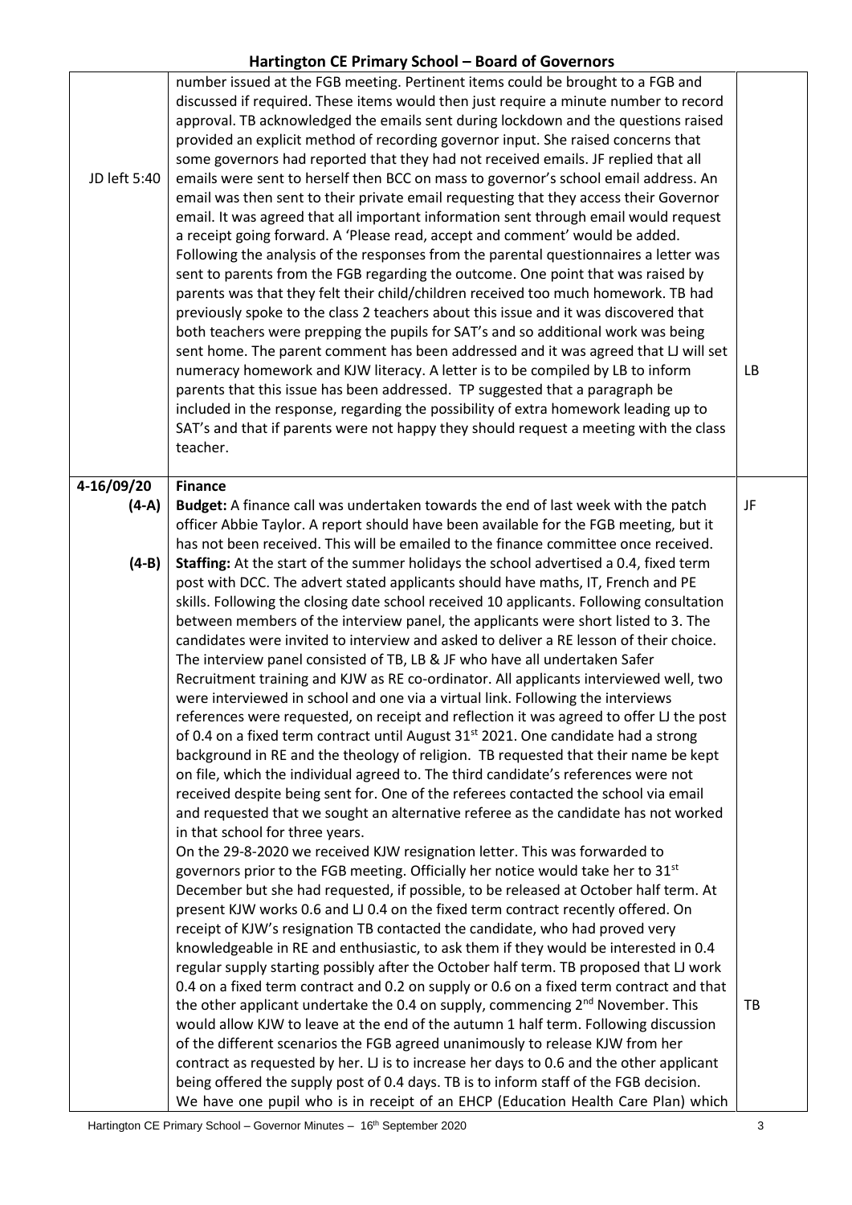| | | |
|---|---|---|
| JD left 5:40 | number issued at the FGB meeting. Pertinent items could be brought to a FGB and discussed if required. These items would then just require a minute number to record approval. TB acknowledged the emails sent during lockdown and the questions raised provided an explicit method of recording governor input. She raised concerns that some governors had reported that they had not received emails. JF replied that all emails were sent to herself then BCC on mass to governor's school email address. An email was then sent to their private email requesting that they access their Governor email. It was agreed that all important information sent through email would request a receipt going forward. A 'Please read, accept and comment' would be added. Following the analysis of the responses from the parental questionnaires a letter was sent to parents from the FGB regarding the outcome. One point that was raised by parents was that they felt their child/children received too much homework. TB had previously spoke to the class 2 teachers about this issue and it was discovered that both teachers were prepping the pupils for SAT's and so additional work was being sent home. The parent comment has been addressed and it was agreed that LJ will set numeracy homework and KJW literacy. A letter is to be compiled by LB to inform parents that this issue has been addressed. TP suggested that a paragraph be included in the response, regarding the possibility of extra homework leading up to SAT's and that if parents were not happy they should request a meeting with the class teacher. | LB |
| **4-16/09/20** | **Finance** | |
| **(4-A)** | **Budget:** A finance call was undertaken towards the end of last week with the patch officer Abbie Taylor. A report should have been available for the FGB meeting, but it has not been received. This will be emailed to the finance committee once received. | JF |
| **(4-B)** | **Staffing:** At the start of the summer holidays the school advertised a 0.4, fixed term post with DCC. The advert stated applicants should have maths, IT, French and PE skills. Following the closing date school received 10 applicants. Following consultation between members of the interview panel, the applicants were short listed to 3. The candidates were invited to interview and asked to deliver a RE lesson of their choice. The interview panel consisted of TB, LB & JF who have all undertaken Safer Recruitment training and KJW as RE co-ordinator. All applicants interviewed well, two were interviewed in school and one via a virtual link. Following the interviews references were requested, on receipt and reflection it was agreed to offer LJ the post of 0.4 on a fixed term contract until August 31st 2021. One candidate had a strong background in RE and the theology of religion. TB requested that their name be kept on file, which the individual agreed to. The third candidate's references were not received despite being sent for. One of the referees contacted the school via email and requested that we sought an alternative referee as the candidate has not worked in that school for three years.<br>On the 29-8-2020 we received KJW resignation letter. This was forwarded to governors prior to the FGB meeting. Officially her notice would take her to 31st December but she had requested, if possible, to be released at October half term. At present KJW works 0.6 and LJ 0.4 on the fixed term contract recently offered. On receipt of KJW's resignation TB contacted the candidate, who had proved very knowledgeable in RE and enthusiastic, to ask them if they would be interested in 0.4 regular supply starting possibly after the October half term. TB proposed that LJ work 0.4 on a fixed term contract and 0.2 on supply or 0.6 on a fixed term contract and that the other applicant undertake the 0.4 on supply, commencing 2nd November. This would allow KJW to leave at the end of the autumn 1 half term. Following discussion of the different scenarios the FGB agreed unanimously to release KJW from her contract as requested by her. LJ is to increase her days to 0.6 and the other applicant being offered the supply post of 0.4 days. TB is to inform staff of the FGB decision.<br>We have one pupil who is in receipt of an EHCP (Education Health Care Plan) which | TB |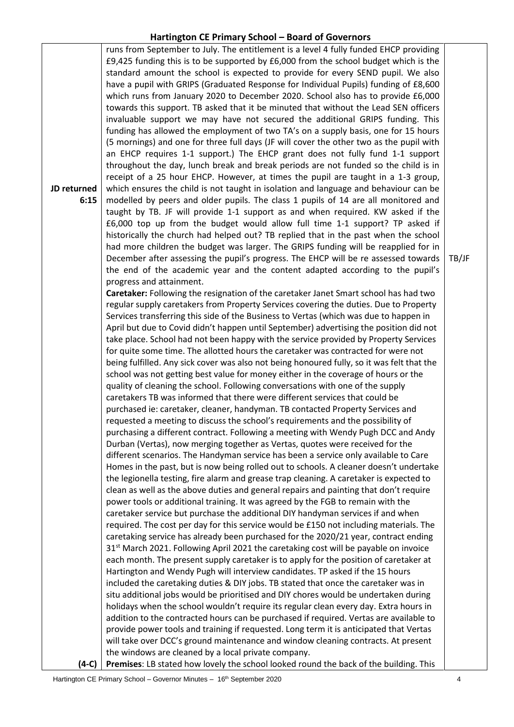| | | |
|---|---|---|
| **JD returned 6:15** | runs from September to July. The entitlement is a level 4 fully funded EHCP providing £9,425 funding this is to be supported by £6,000 from the school budget which is the standard amount the school is expected to provide for every SEND pupil. We also have a pupil with GRIPS (Graduated Response for Individual Pupils) funding of £8,600 which runs from January 2020 to December 2020. School also has to provide £6,000 towards this support. TB asked that it be minuted that without the Lead SEN officers invaluable support we may have not secured the additional GRIPS funding. This funding has allowed the employment of two TA's on a supply basis, one for 15 hours (5 mornings) and one for three full days (JF will cover the other two as the pupil with an EHCP requires 1-1 support.) The EHCP grant does not fully fund 1-1 support throughout the day, lunch break and break periods are not funded so the child is in receipt of a 25 hour EHCP. However, at times the pupil are taught in a 1-3 group, which ensures the child is not taught in isolation and language and behaviour can be modelled by peers and older pupils. The class 1 pupils of 14 are all monitored and taught by TB. JF will provide 1-1 support as and when required. KW asked if the £6,000 top up from the budget would allow full time 1-1 support? TP asked if historically the church had helped out? TB replied that in the past when the school had more children the budget was larger. The GRIPS funding will be reapplied for in December after assessing the pupil's progress. The EHCP will be re assessed towards the end of the academic year and the content adapted according to the pupil's progress and attainment. | TB/JF |
| | **Caretaker:** Following the resignation of the caretaker Janet Smart school has had two regular supply caretakers from Property Services covering the duties. Due to Property Services transferring this side of the Business to Vertas (which was due to happen in April but due to Covid didn't happen until September) advertising the position did not take place. School had not been happy with the service provided by Property Services for quite some time. The allotted hours the caretaker was contracted for were not being fulfilled. Any sick cover was also not being honoured fully, so it was felt that the school was not getting best value for money either in the coverage of hours or the quality of cleaning the school. Following conversations with one of the supply caretakers TB was informed that there were different services that could be purchased ie: caretaker, cleaner, handyman. TB contacted Property Services and requested a meeting to discuss the school's requirements and the possibility of purchasing a different contract. Following a meeting with Wendy Pugh DCC and Andy Durban (Vertas), now merging together as Vertas, quotes were received for the different scenarios. The Handyman service has been a service only available to Care Homes in the past, but is now being rolled out to schools. A cleaner doesn't undertake the legionella testing, fire alarm and grease trap cleaning. A caretaker is expected to clean as well as the above duties and general repairs and painting that don't require power tools or additional training. It was agreed by the FGB to remain with the caretaker service but purchase the additional DIY handyman services if and when required. The cost per day for this service would be £150 not including materials. The caretaking service has already been purchased for the 2020/21 year, contract ending 31st March 2021. Following April 2021 the caretaking cost will be payable on invoice each month. The present supply caretaker is to apply for the position of caretaker at Hartington and Wendy Pugh will interview candidates. TP asked if the 15 hours included the caretaking duties & DIY jobs. TB stated that once the caretaker was in situ additional jobs would be prioritised and DIY chores would be undertaken during holidays when the school wouldn't require its regular clean every day. Extra hours in addition to the contracted hours can be purchased if required. Vertas are available to provide power tools and training if requested. Long term it is anticipated that Vertas will take over DCC's ground maintenance and window cleaning contracts. At present the windows are cleaned by a local private company. | |
| **(4-C)** | **Premises**: LB stated how lovely the school looked round the back of the building. This | |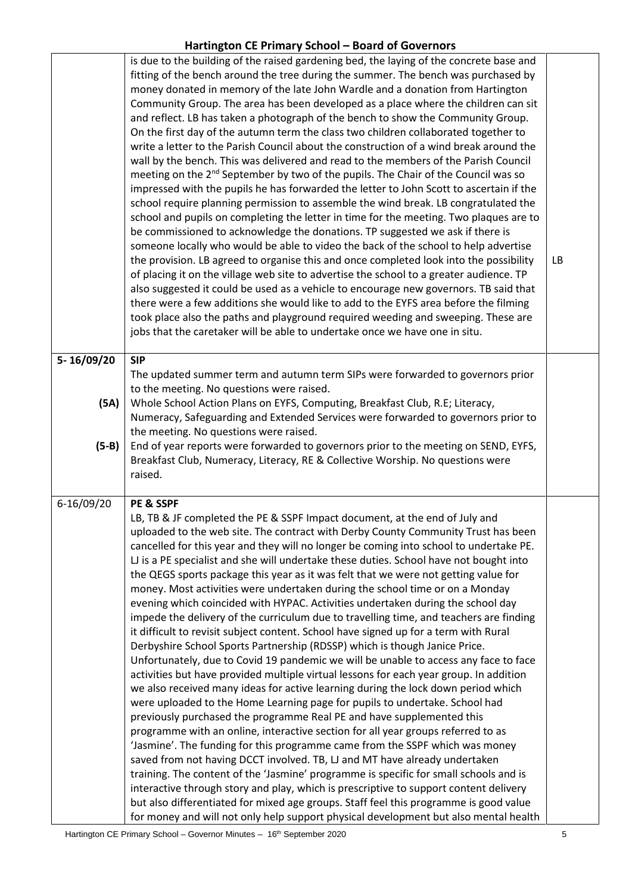| | | |
|---|---|---|
| | is due to the building of the raised gardening bed, the laying of the concrete base and fitting of the bench around the tree during the summer. The bench was purchased by money donated in memory of the late John Wardle and a donation from Hartington Community Group. The area has been developed as a place where the children can sit and reflect. LB has taken a photograph of the bench to show the Community Group. On the first day of the autumn term the class two children collaborated together to write a letter to the Parish Council about the construction of a wind break around the wall by the bench. This was delivered and read to the members of the Parish Council meeting on the 2nd September by two of the pupils. The Chair of the Council was so impressed with the pupils he has forwarded the letter to John Scott to ascertain if the school require planning permission to assemble the wind break. LB congratulated the school and pupils on completing the letter in time for the meeting. Two plaques are to be commissioned to acknowledge the donations. TP suggested we ask if there is someone locally who would be able to video the back of the school to help advertise the provision. LB agreed to organise this and once completed look into the possibility of placing it on the village web site to advertise the school to a greater audience. TP also suggested it could be used as a vehicle to encourage new governors. TB said that there were a few additions she would like to add to the EYFS area before the filming took place also the paths and playground required weeding and sweeping. These are jobs that the caretaker will be able to undertake once we have one in situ. | LB |
| 5- 16/09/20 | **SIP**<br>The updated summer term and autumn term SIPs were forwarded to governors prior to the meeting. No questions were raised. | |
| (5A) | Whole School Action Plans on EYFS, Computing, Breakfast Club, R.E; Literacy, Numeracy, Safeguarding and Extended Services were forwarded to governors prior to the meeting. No questions were raised. | |
| (5-B) | End of year reports were forwarded to governors prior to the meeting on SEND, EYFS, Breakfast Club, Numeracy, Literacy, RE & Collective Worship. No questions were raised. | |
| 6-16/09/20 | **PE & SSPF**<br>LB, TB & JF completed the PE & SSPF Impact document, at the end of July and uploaded to the web site. The contract with Derby County Community Trust has been cancelled for this year and they will no longer be coming into school to undertake PE. LJ is a PE specialist and she will undertake these duties. School have not bought into the QEGS sports package this year as it was felt that we were not getting value for money. Most activities were undertaken during the school time or on a Monday evening which coincided with HYPAC. Activities undertaken during the school day impede the delivery of the curriculum due to travelling time, and teachers are finding it difficult to revisit subject content. School have signed up for a term with Rural Derbyshire School Sports Partnership (RDSSP) which is though Janice Price. Unfortunately, due to Covid 19 pandemic we will be unable to access any face to face activities but have provided multiple virtual lessons for each year group. In addition we also received many ideas for active learning during the lock down period which were uploaded to the Home Learning page for pupils to undertake. School had previously purchased the programme Real PE and have supplemented this programme with an online, interactive section for all year groups referred to as 'Jasmine'. The funding for this programme came from the SSPF which was money saved from not having DCCT involved. TB, LJ and MT have already undertaken training. The content of the 'Jasmine' programme is specific for small schools and is interactive through story and play, which is prescriptive to support content delivery but also differentiated for mixed age groups. Staff feel this programme is good value for money and will not only help support physical development but also mental health | |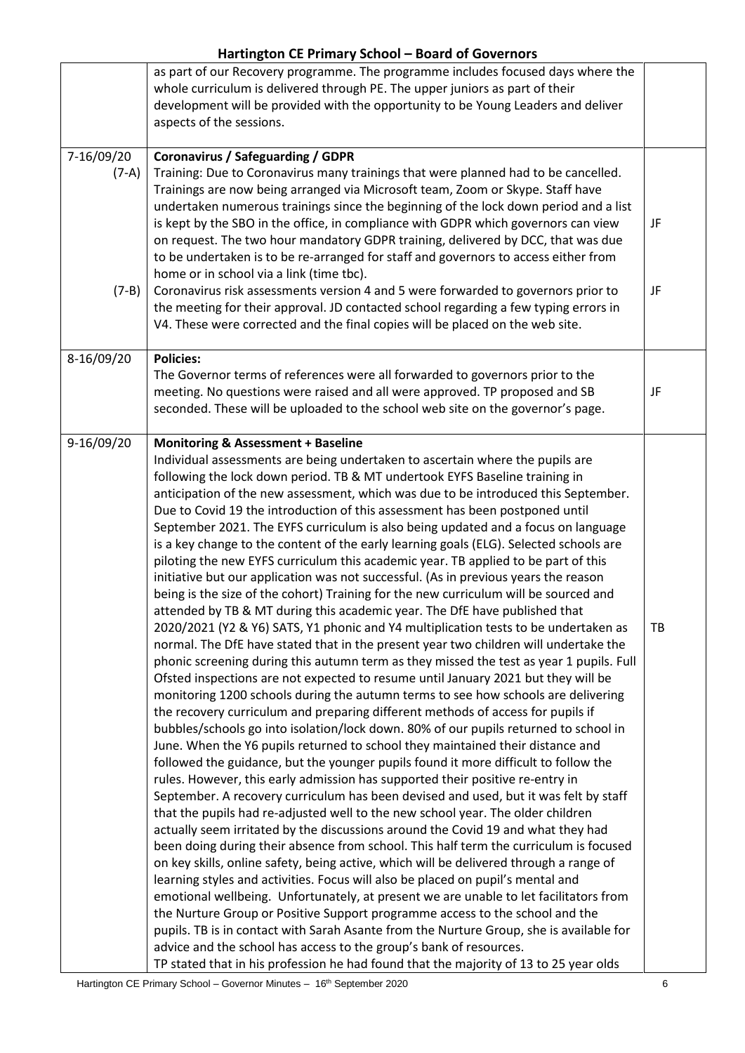| | | |
|---|---|---|
| | as part of our Recovery programme. The programme includes focused days where the whole curriculum is delivered through PE. The upper juniors as part of their development will be provided with the opportunity to be Young Leaders and deliver aspects of the sessions. | |
| 7-16/09/20<br><br>(7-A)<br><br><br><br><br><br><br>(7-B) | **Coronavirus / Safeguarding / GDPR**<br>Training: Due to Coronavirus many trainings that were planned had to be cancelled. Trainings are now being arranged via Microsoft team, Zoom or Skype. Staff have undertaken numerous trainings since the beginning of the lock down period and a list is kept by the SBO in the office, in compliance with GDPR which governors can view on request. The two hour mandatory GDPR training, delivered by DCC, that was due to be undertaken is to be re-arranged for staff and governors to access either from home or in school via a link (time tbc).<br>Coronavirus risk assessments version 4 and 5 were forwarded to governors prior to the meeting for their approval. JD contacted school regarding a few typing errors in V4. These were corrected and the final copies will be placed on the web site. | <br><br><br><br>JF<br><br><br><br><br>JF |
| 8-16/09/20 | **Policies:**<br>The Governor terms of references were all forwarded to governors prior to the meeting. No questions were raised and all were approved. TP proposed and SB seconded. These will be uploaded to the school web site on the governor's page. | <br><br>JF |
| 9-16/09/20 | **Monitoring & Assessment + Baseline**<br>Individual assessments are being undertaken to ascertain where the pupils are following the lock down period. TB & MT undertook EYFS Baseline training in anticipation of the new assessment, which was due to be introduced this September. Due to Covid 19 the introduction of this assessment has been postponed until September 2021. The EYFS curriculum is also being updated and a focus on language is a key change to the content of the early learning goals (ELG). Selected schools are piloting the new EYFS curriculum this academic year. TB applied to be part of this initiative but our application was not successful. (As in previous years the reason being is the size of the cohort) Training for the new curriculum will be sourced and attended by TB & MT during this academic year. The DfE have published that 2020/2021 (Y2 & Y6) SATS, Y1 phonic and Y4 multiplication tests to be undertaken as normal. The DfE have stated that in the present year two children will undertake the phonic screening during this autumn term as they missed the test as year 1 pupils. Full Ofsted inspections are not expected to resume until January 2021 but they will be monitoring 1200 schools during the autumn terms to see how schools are delivering the recovery curriculum and preparing different methods of access for pupils if bubbles/schools go into isolation/lock down. 80% of our pupils returned to school in June. When the Y6 pupils returned to school they maintained their distance and followed the guidance, but the younger pupils found it more difficult to follow the rules. However, this early admission has supported their positive re-entry in September. A recovery curriculum has been devised and used, but it was felt by staff that the pupils had re-adjusted well to the new school year. The older children actually seem irritated by the discussions around the Covid 19 and what they had been doing during their absence from school. This half term the curriculum is focused on key skills, online safety, being active, which will be delivered through a range of learning styles and activities. Focus will also be placed on pupil's mental and emotional wellbeing. Unfortunately, at present we are unable to let facilitators from the Nurture Group or Positive Support programme access to the school and the pupils. TB is in contact with Sarah Asante from the Nurture Group, she is available for advice and the school has access to the group's bank of resources.<br>TP stated that in his profession he had found that the majority of 13 to 25 year olds | <br><br><br><br><br><br><br><br><br><br><br><br>TB |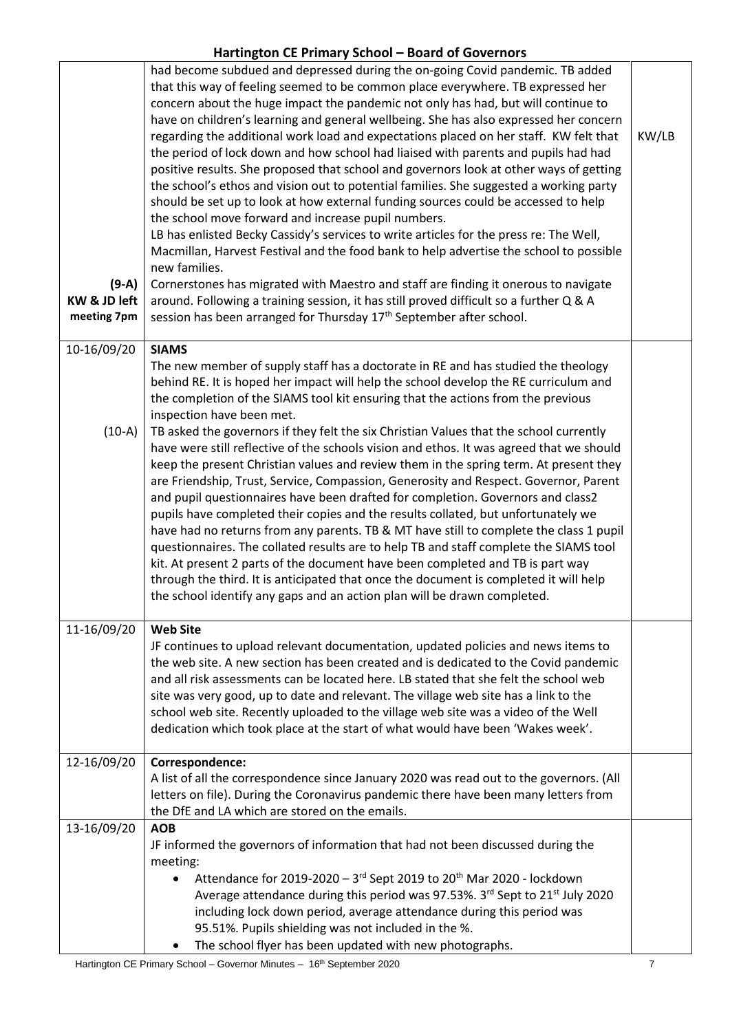| | | |
|---|---|---|
| (9-A) KW & JD left meeting 7pm | had become subdued and depressed during the on-going Covid pandemic. TB added that this way of feeling seemed to be common place everywhere. TB expressed her concern about the huge impact the pandemic not only has had, but will continue to have on children's learning and general wellbeing. She has also expressed her concern regarding the additional work load and expectations placed on her staff. KW felt that the period of lock down and how school had liaised with parents and pupils had had positive results. She proposed that school and governors look at other ways of getting the school's ethos and vision out to potential families. She suggested a working party should be set up to look at how external funding sources could be accessed to help the school move forward and increase pupil numbers.<br>LB has enlisted Becky Cassidy's services to write articles for the press re: The Well, Macmillan, Harvest Festival and the food bank to help advertise the school to possible new families.<br>Cornerstones has migrated with Maestro and staff are finding it onerous to navigate around. Following a training session, it has still proved difficult so a further Q & A session has been arranged for Thursday 17th September after school. | KW/LB |
| 10-16/09/20<br><br>(10-A) | **SIAMS**<br>The new member of supply staff has a doctorate in RE and has studied the theology behind RE. It is hoped her impact will help the school develop the RE curriculum and the completion of the SIAMS tool kit ensuring that the actions from the previous inspection have been met.<br>TB asked the governors if they felt the six Christian Values that the school currently have were still reflective of the schools vision and ethos. It was agreed that we should keep the present Christian values and review them in the spring term. At present they are Friendship, Trust, Service, Compassion, Generosity and Respect. Governor, Parent and pupil questionnaires have been drafted for completion. Governors and class2 pupils have completed their copies and the results collated, but unfortunately we have had no returns from any parents. TB & MT have still to complete the class 1 pupil questionnaires. The collated results are to help TB and staff complete the SIAMS tool kit. At present 2 parts of the document have been completed and TB is part way through the third. It is anticipated that once the document is completed it will help the school identify any gaps and an action plan will be drawn completed. | |
| 11-16/09/20 | **Web Site**<br>JF continues to upload relevant documentation, updated policies and news items to the web site. A new section has been created and is dedicated to the Covid pandemic and all risk assessments can be located here. LB stated that she felt the school web site was very good, up to date and relevant. The village web site has a link to the school web site. Recently uploaded to the village web site was a video of the Well dedication which took place at the start of what would have been 'Wakes week'. | |
| 12-16/09/20 | **Correspondence:**<br>A list of all the correspondence since January 2020 was read out to the governors. (All letters on file). During the Coronavirus pandemic there have been many letters from the DfE and LA which are stored on the emails. | |
| 13-16/09/20 | **AOB**<br>JF informed the governors of information that had not been discussed during the meeting:<br>• Attendance for 2019-2020 – 3rd Sept 2019 to 20th Mar 2020 - lockdown Average attendance during this period was 97.53%. 3rd Sept to 21st July 2020 including lock down period, average attendance during this period was 95.51%. Pupils shielding was not included in the %.<br>• The school flyer has been updated with new photographs. | |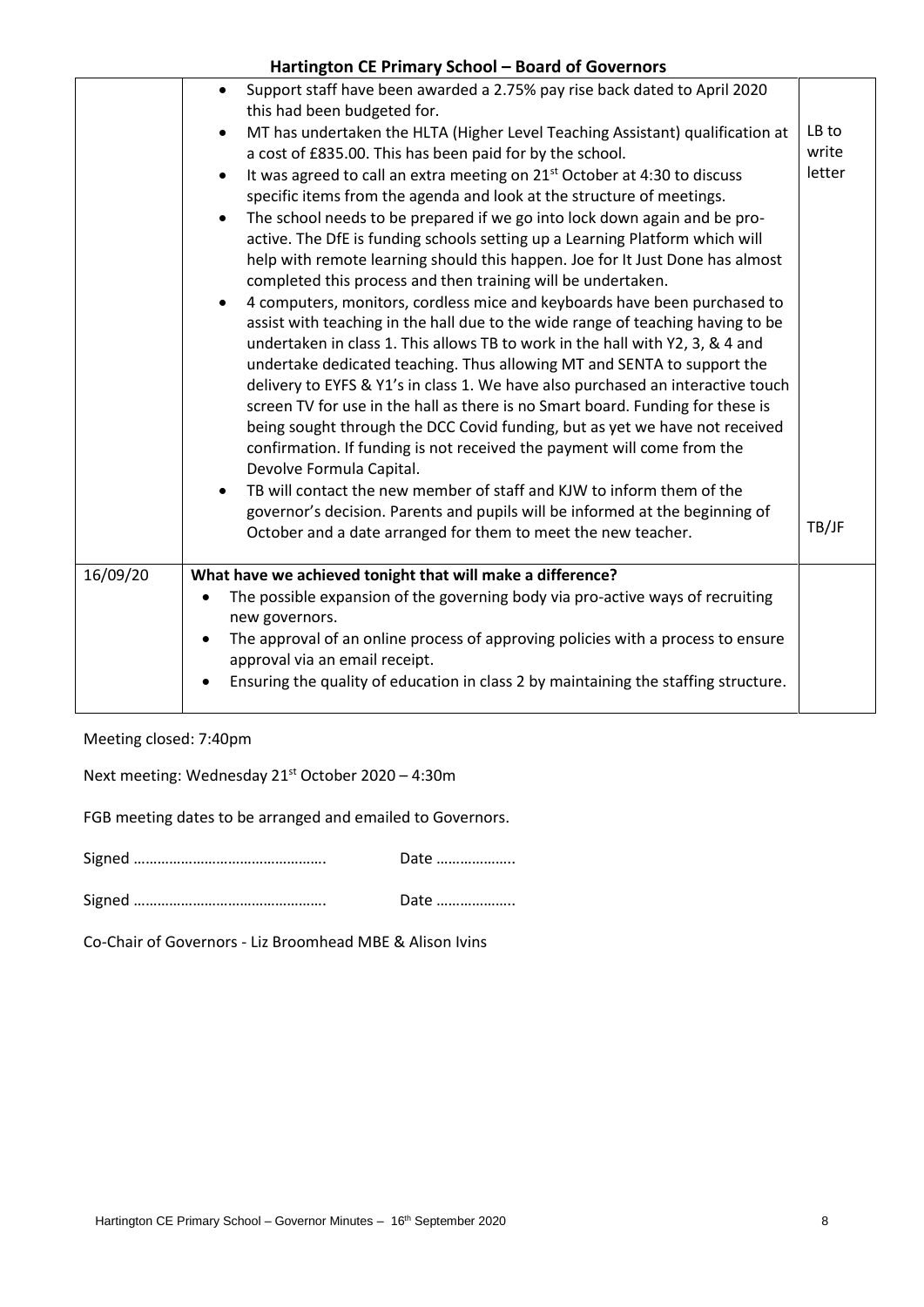## Hartington CE Primary School – Board of Governors

| | | |
|---|---|---|
| | • Support staff have been awarded a 2.75% pay rise back dated to April 2020 this had been budgeted for.<br>• MT has undertaken the HLTA (Higher Level Teaching Assistant) qualification at a cost of £835.00. This has been paid for by the school.<br>• It was agreed to call an extra meeting on 21st October at 4:30 to discuss specific items from the agenda and look at the structure of meetings.<br>• The school needs to be prepared if we go into lock down again and be pro-active. The DfE is funding schools setting up a Learning Platform which will help with remote learning should this happen. Joe for It Just Done has almost completed this process and then training will be undertaken.<br>• 4 computers, monitors, cordless mice and keyboards have been purchased to assist with teaching in the hall due to the wide range of teaching having to be undertaken in class 1. This allows TB to work in the hall with Y2, 3, & 4 and undertake dedicated teaching. Thus allowing MT and SENTA to support the delivery to EYFS & Y1's in class 1. We have also purchased an interactive touch screen TV for use in the hall as there is no Smart board. Funding for these is being sought through the DCC Covid funding, but as yet we have not received confirmation. If funding is not received the payment will come from the Devolve Formula Capital.<br>• TB will contact the new member of staff and KJW to inform them of the governor's decision. Parents and pupils will be informed at the beginning of October and a date arranged for them to meet the new teacher. | LB to write letter<br><br>TB/JF |
| 16/09/20 | **What have we achieved tonight that will make a difference?**<br>• The possible expansion of the governing body via pro-active ways of recruiting new governors.<br>• The approval of an online process of approving policies with a process to ensure approval via an email receipt.<br>• Ensuring the quality of education in class 2 by maintaining the staffing structure. | |

Meeting closed: 7:40pm

Next meeting: Wednesday 21st October 2020 – 4:30m

FGB meeting dates to be arranged and emailed to Governors.

Signed …………………………………………. Date ………………..

Signed …………………………………………. Date ………………..

Co-Chair of Governors - Liz Broomhead MBE & Alison Ivins